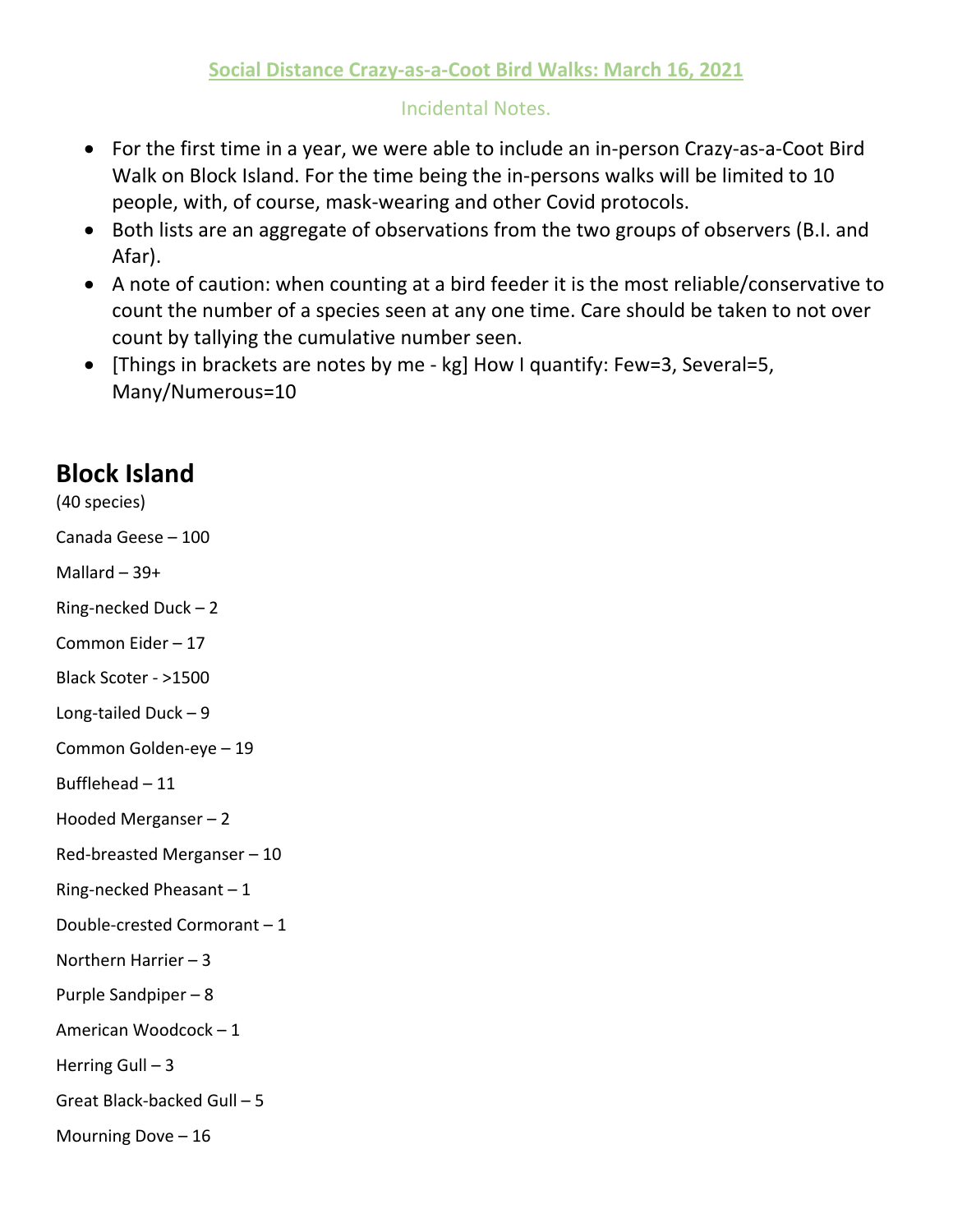**Social Distance Crazy-as-a-Coot Bird Walks: March 16, 2021**

Incidental Notes.

- For the first time in a year, we were able to include an in-person Crazy-as-a-Coot Bird Walk on Block Island. For the time being the in-persons walks will be limited to 10 people, with, of course, mask-wearing and other Covid protocols.
- Both lists are an aggregate of observations from the two groups of observers (B.I. and Afar).
- A note of caution: when counting at a bird feeder it is the most reliable/conservative to count the number of a species seen at any one time. Care should be taken to not over count by tallying the cumulative number seen.
- [Things in brackets are notes by me - kg] How I quantify: Few=3, Several=5, Many/Numerous=10

## Block Island

(40 species)

Canada Geese – 100

Mallard – 39+

Ring-necked Duck – 2

Common Eider – 17

Black Scoter - >1500

Long-tailed Duck – 9

Common Golden-eye – 19

Bufflehead – 11

Hooded Merganser – 2

Red-breasted Merganser – 10

Ring-necked Pheasant – 1

Double-crested Cormorant – 1

Northern Harrier – 3

Purple Sandpiper – 8

American Woodcock – 1

Herring Gull – 3

Great Black-backed Gull – 5

Mourning Dove – 16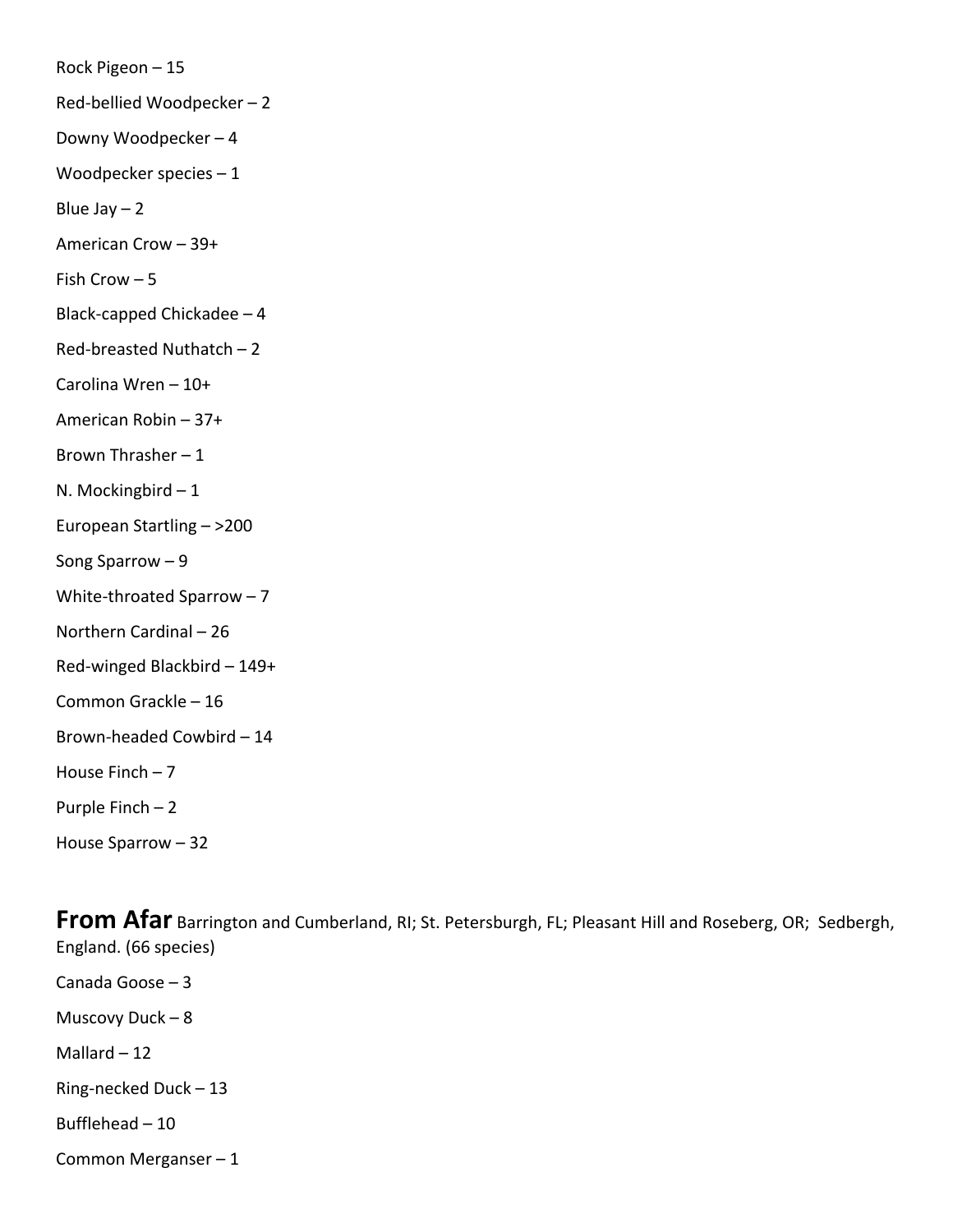Rock Pigeon – 15

Red-bellied Woodpecker – 2

Downy Woodpecker – 4

Woodpecker species – 1

Blue Jay – 2

American Crow – 39+

Fish Crow – 5

Black-capped Chickadee – 4

Red-breasted Nuthatch – 2

Carolina Wren – 10+

American Robin – 37+

Brown Thrasher – 1

N. Mockingbird – 1

European Startling – >200

Song Sparrow – 9

White-throated Sparrow – 7

Northern Cardinal – 26

Red-winged Blackbird – 149+

Common Grackle – 16

Brown-headed Cowbird – 14

House Finch – 7

Purple Finch – 2

House Sparrow – 32

**From Afar** Barrington and Cumberland, RI; St. Petersburgh, FL; Pleasant Hill and Roseberg, OR; Sedbergh, England. (66 species)

Canada Goose – 3

Muscovy Duck – 8

Mallard – 12

Ring-necked Duck – 13

Bufflehead – 10

Common Merganser – 1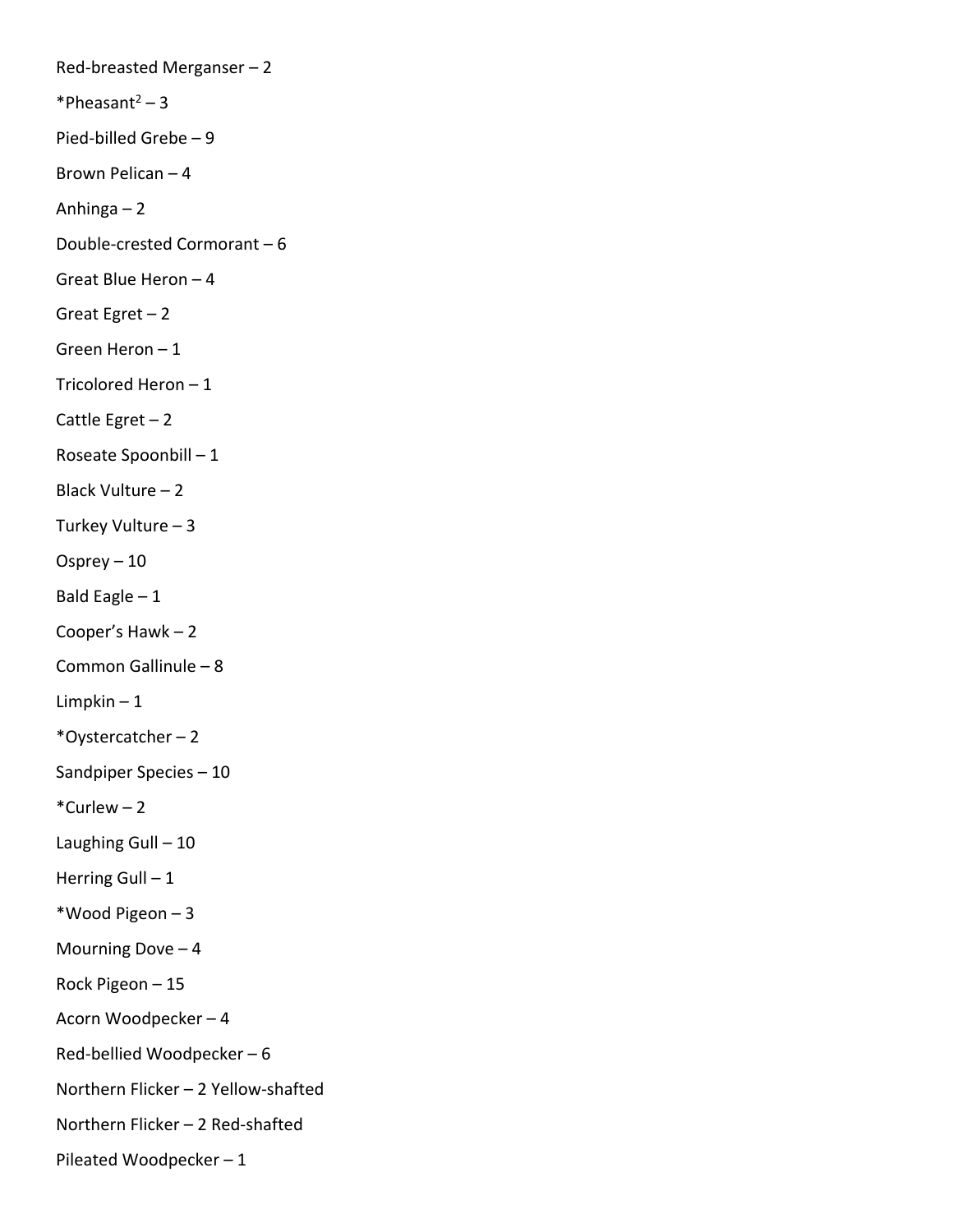Red-breasted Merganser – 2

*Pheasant[2] – 3

Pied-billed Grebe – 9

Brown Pelican – 4

Anhinga – 2

Double-crested Cormorant – 6

Great Blue Heron – 4

Great Egret – 2

Green Heron – 1

Tricolored Heron – 1

Cattle Egret – 2

Roseate Spoonbill – 1

Black Vulture – 2

Turkey Vulture – 3

Osprey – 10

Bald Eagle – 1

Cooper's Hawk – 2

Common Gallinule – 8

Limpkin – 1

*Oystercatcher – 2

Sandpiper Species – 10

*Curlew – 2

Laughing Gull – 10

Herring Gull – 1

*Wood Pigeon – 3

Mourning Dove – 4

Rock Pigeon – 15

Acorn Woodpecker – 4

Red-bellied Woodpecker – 6

Northern Flicker – 2 Yellow-shafted

Northern Flicker – 2 Red-shafted

Pileated Woodpecker – 1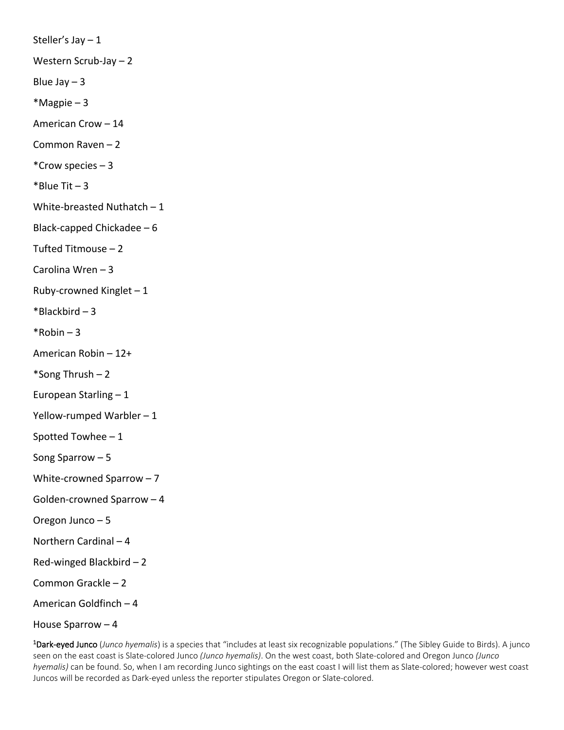Steller's Jay – 1

Western Scrub-Jay – 2

Blue Jay – 3

*Magpie – 3

American Crow – 14

Common Raven – 2

*Crow species – 3

*Blue Tit – 3

White-breasted Nuthatch – 1

Black-capped Chickadee – 6

Tufted Titmouse – 2

Carolina Wren – 3

Ruby-crowned Kinglet – 1

*Blackbird – 3

*Robin – 3

American Robin – 12+

*Song Thrush – 2

European Starling – 1

Yellow-rumped Warbler – 1

Spotted Towhee – 1

Song Sparrow – 5

White-crowned Sparrow – 7

Golden-crowned Sparrow – 4

Oregon Junco – 5

Northern Cardinal – 4

Red-winged Blackbird – 2

Common Grackle – 2

American Goldfinch – 4

House Sparrow – 4

[1]**Dark-eyed Junco** (*Junco hyemalis*) is a species that "includes at least six recognizable populations." (The Sibley Guide to Birds). A junco seen on the east coast is Slate-colored Junco *(Junco hyemalis)*. On the west coast, both Slate-colored and Oregon Junco *(Junco hyemalis)* can be found. So, when I am recording Junco sightings on the east coast I will list them as Slate-colored; however west coast Juncos will be recorded as Dark-eyed unless the reporter stipulates Oregon or Slate-colored.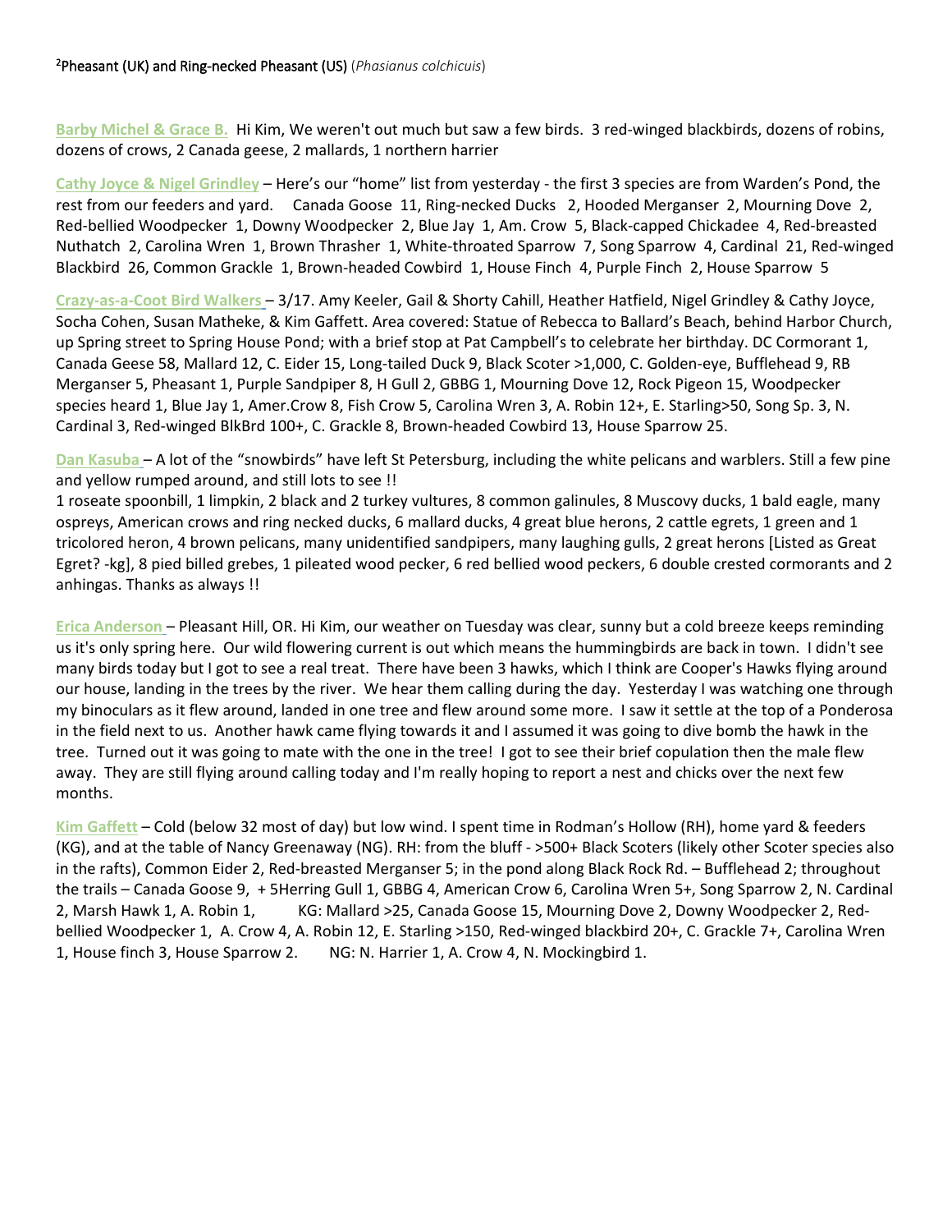[2]Pheasant (UK) and Ring-necked Pheasant (US) (*Phasianus colchicuis*)

**Barby Michel & Grace B.** Hi Kim, We weren't out much but saw a few birds. 3 red-winged blackbirds, dozens of robins, dozens of crows, 2 Canada geese, 2 mallards, 1 northern harrier

**Cathy Joyce & Nigel Grindley** – Here's our "home" list from yesterday - the first 3 species are from Warden's Pond, the rest from our feeders and yard. Canada Goose 11, Ring-necked Ducks 2, Hooded Merganser 2, Mourning Dove 2, Red-bellied Woodpecker 1, Downy Woodpecker 2, Blue Jay 1, Am. Crow 5, Black-capped Chickadee 4, Red-breasted Nuthatch 2, Carolina Wren 1, Brown Thrasher 1, White-throated Sparrow 7, Song Sparrow 4, Cardinal 21, Red-winged Blackbird 26, Common Grackle 1, Brown-headed Cowbird 1, House Finch 4, Purple Finch 2, House Sparrow 5

**Crazy-as-a-Coot Bird Walkers** – 3/17. Amy Keeler, Gail & Shorty Cahill, Heather Hatfield, Nigel Grindley & Cathy Joyce, Socha Cohen, Susan Matheke, & Kim Gaffett. Area covered: Statue of Rebecca to Ballard's Beach, behind Harbor Church, up Spring street to Spring House Pond; with a brief stop at Pat Campbell's to celebrate her birthday. DC Cormorant 1, Canada Geese 58, Mallard 12, C. Eider 15, Long-tailed Duck 9, Black Scoter >1,000, C. Golden-eye, Bufflehead 9, RB Merganser 5, Pheasant 1, Purple Sandpiper 8, H Gull 2, GBBG 1, Mourning Dove 12, Rock Pigeon 15, Woodpecker species heard 1, Blue Jay 1, Amer.Crow 8, Fish Crow 5, Carolina Wren 3, A. Robin 12+, E. Starling>50, Song Sp. 3, N. Cardinal 3, Red-winged BlkBrd 100+, C. Grackle 8, Brown-headed Cowbird 13, House Sparrow 25.

**Dan Kasuba** – A lot of the "snowbirds" have left St Petersburg, including the white pelicans and warblers. Still a few pine and yellow rumped around, and still lots to see !!
1 roseate spoonbill, 1 limpkin, 2 black and 2 turkey vultures, 8 common galinules, 8 Muscovy ducks, 1 bald eagle, many ospreys, American crows and ring necked ducks, 6 mallard ducks, 4 great blue herons, 2 cattle egrets, 1 green and 1 tricolored heron, 4 brown pelicans, many unidentified sandpipers, many laughing gulls, 2 great herons [Listed as Great Egret? -kg], 8 pied billed grebes, 1 pileated wood pecker, 6 red bellied wood peckers, 6 double crested cormorants and 2 anhingas. Thanks as always !!

**Erica Anderson** – Pleasant Hill, OR. Hi Kim, our weather on Tuesday was clear, sunny but a cold breeze keeps reminding us it's only spring here. Our wild flowering current is out which means the hummingbirds are back in town. I didn't see many birds today but I got to see a real treat. There have been 3 hawks, which I think are Cooper's Hawks flying around our house, landing in the trees by the river. We hear them calling during the day. Yesterday I was watching one through my binoculars as it flew around, landed in one tree and flew around some more. I saw it settle at the top of a Ponderosa in the field next to us. Another hawk came flying towards it and I assumed it was going to dive bomb the hawk in the tree. Turned out it was going to mate with the one in the tree! I got to see their brief copulation then the male flew away. They are still flying around calling today and I'm really hoping to report a nest and chicks over the next few months.

**Kim Gaffett** – Cold (below 32 most of day) but low wind. I spent time in Rodman's Hollow (RH), home yard & feeders (KG), and at the table of Nancy Greenaway (NG). RH: from the bluff - >500+ Black Scoters (likely other Scoter species also in the rafts), Common Eider 2, Red-breasted Merganser 5; in the pond along Black Rock Rd. – Bufflehead 2; throughout the trails – Canada Goose 9, + 5Herring Gull 1, GBBG 4, American Crow 6, Carolina Wren 5+, Song Sparrow 2, N. Cardinal 2, Marsh Hawk 1, A. Robin 1, KG: Mallard >25, Canada Goose 15, Mourning Dove 2, Downy Woodpecker 2, Red-bellied Woodpecker 1, A. Crow 4, A. Robin 12, E. Starling >150, Red-winged blackbird 20+, C. Grackle 7+, Carolina Wren 1, House finch 3, House Sparrow 2. NG: N. Harrier 1, A. Crow 4, N. Mockingbird 1.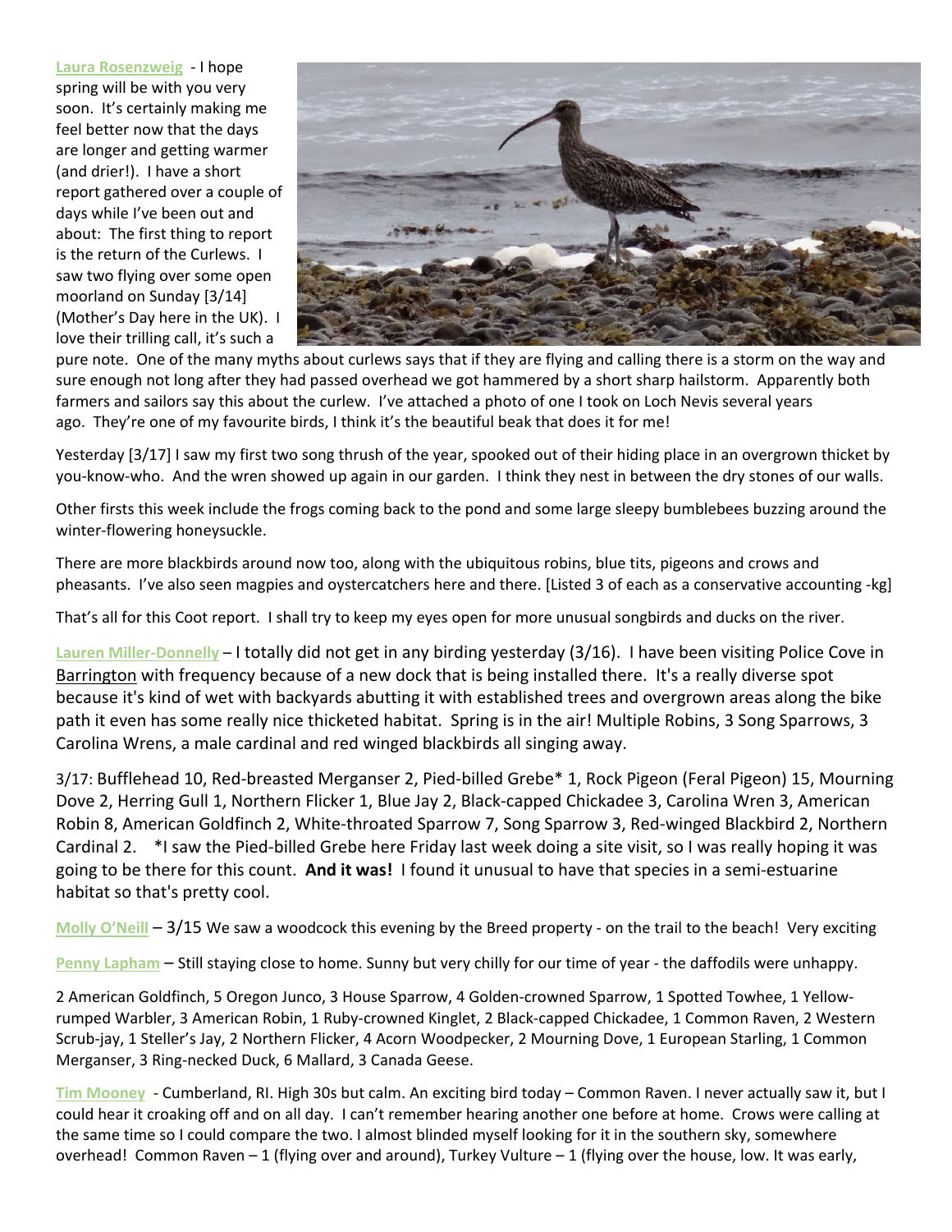**Laura Rosenzweig** - I hope spring will be with you very soon. It's certainly making me feel better now that the days are longer and getting warmer (and drier!). I have a short report gathered over a couple of days while I've been out and about: The first thing to report is the return of the Curlews. I saw two flying over some open moorland on Sunday [3/14] (Mother's Day here in the UK). I love their trilling call, it's such a pure note. One of the many myths about curlews says that if they are flying and calling there is a storm on the way and sure enough not long after they had passed overhead we got hammered by a short sharp hailstorm. Apparently both farmers and sailors say this about the curlew. I've attached a photo of one I took on Loch Nevis several years ago. They're one of my favourite birds, I think it's the beautiful beak that does it for me!

Yesterday [3/17] I saw my first two song thrush of the year, spooked out of their hiding place in an overgrown thicket by you-know-who. And the wren showed up again in our garden. I think they nest in between the dry stones of our walls.

Other firsts this week include the frogs coming back to the pond and some large sleepy bumblebees buzzing around the winter-flowering honeysuckle.

There are more blackbirds around now too, along with the ubiquitous robins, blue tits, pigeons and crows and pheasants. I've also seen magpies and oystercatchers here and there. [Listed 3 of each as a conservative accounting -kg]

That's all for this Coot report. I shall try to keep my eyes open for more unusual songbirds and ducks on the river.

**Lauren Miller-Donnelly** – I totally did not get in any birding yesterday (3/16). I have been visiting Police Cove in Barrington with frequency because of a new dock that is being installed there. It's a really diverse spot because it's kind of wet with backyards abutting it with established trees and overgrown areas along the bike path it even has some really nice thicketed habitat. Spring is in the air! Multiple Robins, 3 Song Sparrows, 3 Carolina Wrens, a male cardinal and red winged blackbirds all singing away.

3/17: Bufflehead 10, Red-breasted Merganser 2, Pied-billed Grebe* 1, Rock Pigeon (Feral Pigeon) 15, Mourning Dove 2, Herring Gull 1, Northern Flicker 1, Blue Jay 2, Black-capped Chickadee 3, Carolina Wren 3, American Robin 8, American Goldfinch 2, White-throated Sparrow 7, Song Sparrow 3, Red-winged Blackbird 2, Northern Cardinal 2. *I saw the Pied-billed Grebe here Friday last week doing a site visit, so I was really hoping it was going to be there for this count. **And it was!** I found it unusual to have that species in a semi-estuarine habitat so that's pretty cool.

**Molly O'Neill** – 3/15 We saw a woodcock this evening by the Breed property - on the trail to the beach! Very exciting

**Penny Lapham** – Still staying close to home. Sunny but very chilly for our time of year - the daffodils were unhappy.

2 American Goldfinch, 5 Oregon Junco, 3 House Sparrow, 4 Golden-crowned Sparrow, 1 Spotted Towhee, 1 Yellow-rumped Warbler, 3 American Robin, 1 Ruby-crowned Kinglet, 2 Black-capped Chickadee, 1 Common Raven, 2 Western Scrub-jay, 1 Steller's Jay, 2 Northern Flicker, 4 Acorn Woodpecker, 2 Mourning Dove, 1 European Starling, 1 Common Merganser, 3 Ring-necked Duck, 6 Mallard, 3 Canada Geese.

**Tim Mooney** - Cumberland, RI. High 30s but calm. An exciting bird today – Common Raven. I never actually saw it, but I could hear it croaking off and on all day. I can't remember hearing another one before at home. Crows were calling at the same time so I could compare the two. I almost blinded myself looking for it in the southern sky, somewhere overhead! Common Raven – 1 (flying over and around), Turkey Vulture – 1 (flying over the house, low. It was early,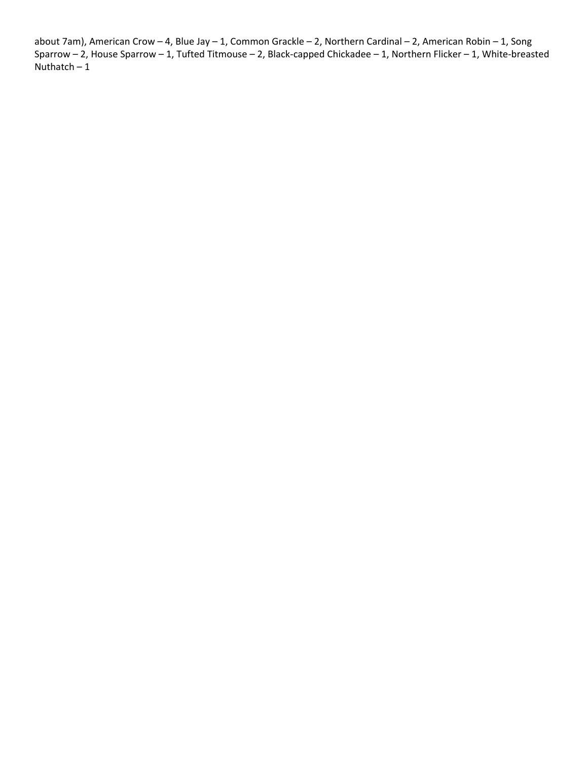about 7am), American Crow – 4, Blue Jay – 1, Common Grackle – 2, Northern Cardinal – 2, American Robin – 1, Song Sparrow – 2, House Sparrow – 1, Tufted Titmouse – 2, Black-capped Chickadee – 1, Northern Flicker – 1, White-breasted Nuthatch – 1